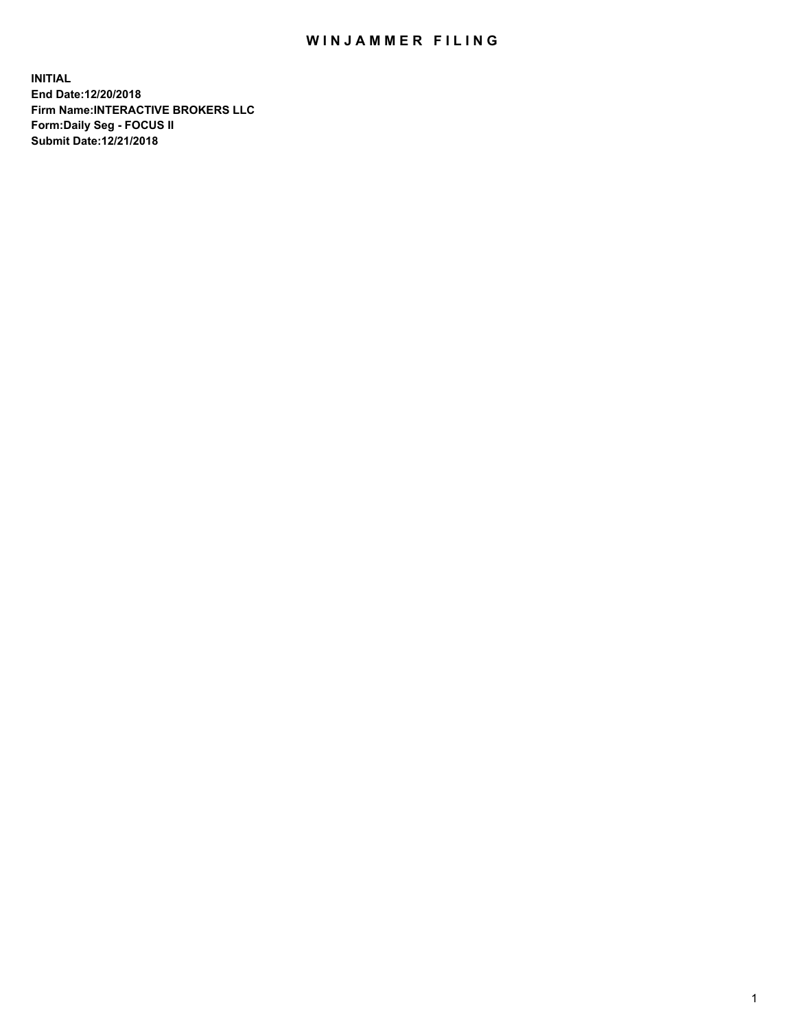# WINJAMMER FILING

**INITIAL**
**End Date:12/20/2018**
**Firm Name:INTERACTIVE BROKERS LLC**
**Form:Daily Seg - FOCUS II**
**Submit Date:12/21/2018**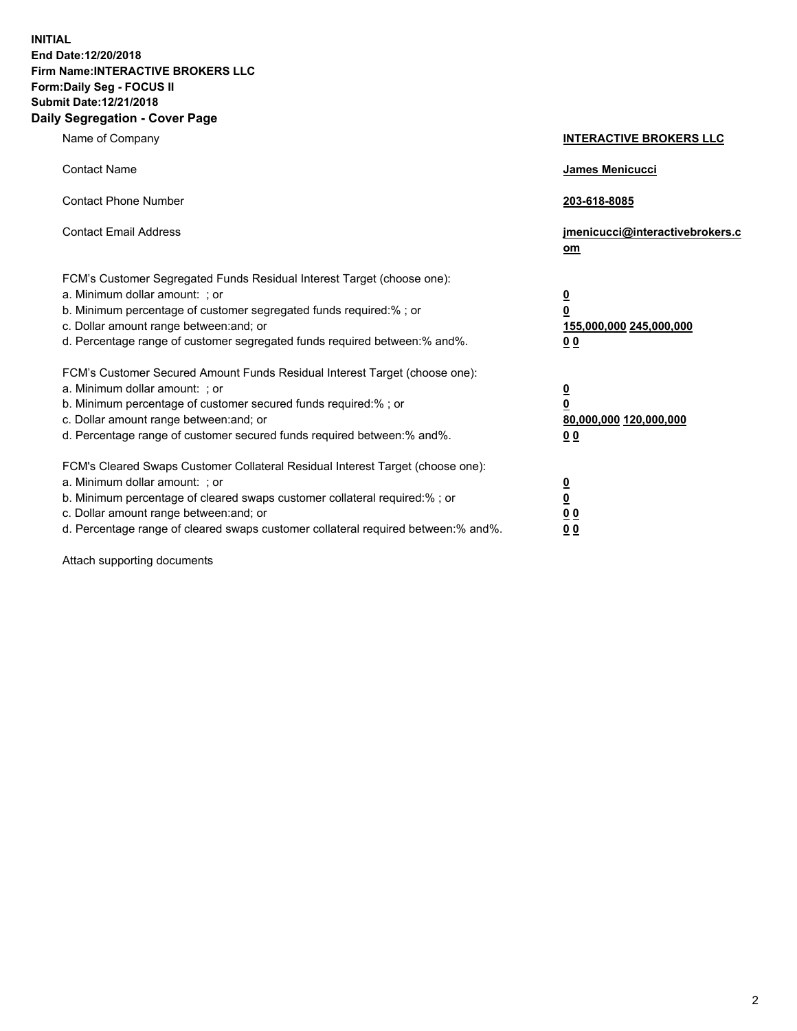**INITIAL**
**End Date:12/20/2018**
**Firm Name:INTERACTIVE BROKERS LLC**
**Form:Daily Seg - FOCUS II**
**Submit Date:12/21/2018**
**Daily Segregation - Cover Page**

| | |
|---|---|
| Name of Company | **INTERACTIVE BROKERS LLC** |
| Contact Name | **James Menicucci** |
| Contact Phone Number | **203-618-8085** |
| Contact Email Address | **jmenicucci@interactivebrokers.com** |
| FCM's Customer Segregated Funds Residual Interest Target (choose one): | |
| a. Minimum dollar amount: ; or | **0** |
| b. Minimum percentage of customer segregated funds required:% ; or | **0** |
| c. Dollar amount range between:and; or | **155,000,000 245,000,000** |
| d. Percentage range of customer segregated funds required between:% and%. | **0 0** |
| FCM's Customer Secured Amount Funds Residual Interest Target (choose one): | |
| a. Minimum dollar amount: ; or | **0** |
| b. Minimum percentage of customer secured funds required:% ; or | **0** |
| c. Dollar amount range between:and; or | **80,000,000 120,000,000** |
| d. Percentage range of customer secured funds required between:% and%. | **0 0** |
| FCM's Cleared Swaps Customer Collateral Residual Interest Target (choose one): | |
| a. Minimum dollar amount: ; or | **0** |
| b. Minimum percentage of cleared swaps customer collateral required:% ; or | **0** |
| c. Dollar amount range between:and; or | **0 0** |
| d. Percentage range of cleared swaps customer collateral required between:% and%. | **0 0** |

Attach supporting documents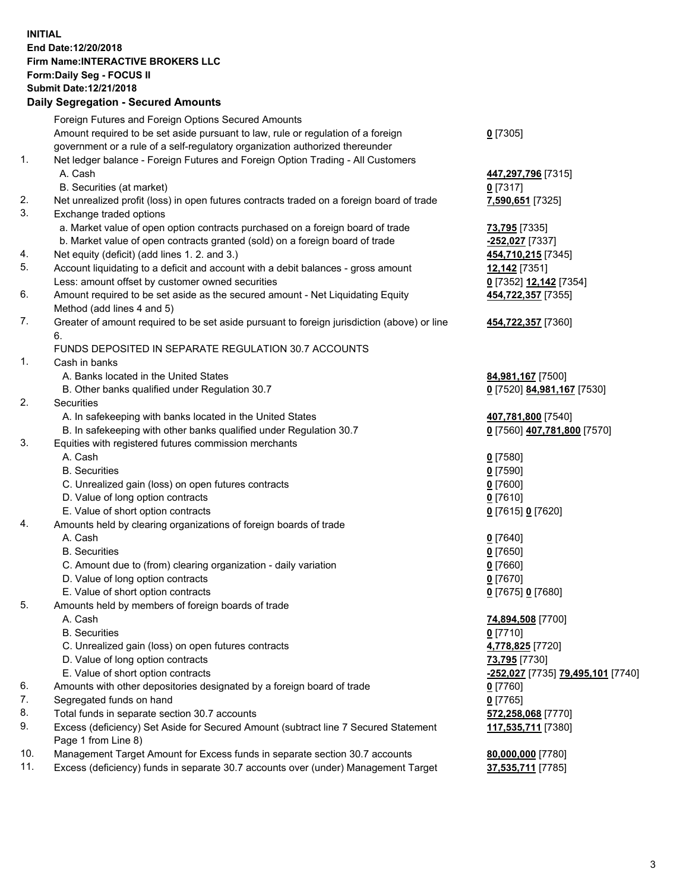**INITIAL**
**End Date:12/20/2018**
**Firm Name:INTERACTIVE BROKERS LLC**
**Form:Daily Seg - FOCUS II**
**Submit Date:12/21/2018**
**Daily Segregation - Secured Amounts**

| | | |
|---|---|---|
| | Foreign Futures and Foreign Options Secured Amounts | |
| | Amount required to be set aside pursuant to law, rule or regulation of a foreign government or a rule of a self-regulatory organization authorized thereunder | **0** [7305] |
| 1. | Net ledger balance - Foreign Futures and Foreign Option Trading - All Customers | |
| | A. Cash | **447,297,796** [7315] |
| | B. Securities (at market) | **0** [7317] |
| 2. | Net unrealized profit (loss) in open futures contracts traded on a foreign board of trade | **7,590,651** [7325] |
| 3. | Exchange traded options | |
| | a. Market value of open option contracts purchased on a foreign board of trade | **73,795** [7335] |
| | b. Market value of open contracts granted (sold) on a foreign board of trade | **-252,027** [7337] |
| 4. | Net equity (deficit) (add lines 1. 2. and 3.) | **454,710,215** [7345] |
| 5. | Account liquidating to a deficit and account with a debit balances - gross amount | **12,142** [7351] |
| | Less: amount offset by customer owned securities | **0** [7352] **12,142** [7354] |
| 6. | Amount required to be set aside as the secured amount - Net Liquidating Equity Method (add lines 4 and 5) | **454,722,357** [7355] |
| 7. | Greater of amount required to be set aside pursuant to foreign jurisdiction (above) or line 6. | **454,722,357** [7360] |
| | FUNDS DEPOSITED IN SEPARATE REGULATION 30.7 ACCOUNTS | |
| 1. | Cash in banks | |
| | A. Banks located in the United States | **84,981,167** [7500] |
| | B. Other banks qualified under Regulation 30.7 | **0** [7520] **84,981,167** [7530] |
| 2. | Securities | |
| | A. In safekeeping with banks located in the United States | **407,781,800** [7540] |
| | B. In safekeeping with other banks qualified under Regulation 30.7 | **0** [7560] **407,781,800** [7570] |
| 3. | Equities with registered futures commission merchants | |
| | A. Cash | **0** [7580] |
| | B. Securities | **0** [7590] |
| | C. Unrealized gain (loss) on open futures contracts | **0** [7600] |
| | D. Value of long option contracts | **0** [7610] |
| | E. Value of short option contracts | **0** [7615] **0** [7620] |
| 4. | Amounts held by clearing organizations of foreign boards of trade | |
| | A. Cash | **0** [7640] |
| | B. Securities | **0** [7650] |
| | C. Amount due to (from) clearing organization - daily variation | **0** [7660] |
| | D. Value of long option contracts | **0** [7670] |
| | E. Value of short option contracts | **0** [7675] **0** [7680] |
| 5. | Amounts held by members of foreign boards of trade | |
| | A. Cash | **74,894,508** [7700] |
| | B. Securities | **0** [7710] |
| | C. Unrealized gain (loss) on open futures contracts | **4,778,825** [7720] |
| | D. Value of long option contracts | **73,795** [7730] |
| | E. Value of short option contracts | **-252,027** [7735] **79,495,101** [7740] |
| 6. | Amounts with other depositories designated by a foreign board of trade | **0** [7760] |
| 7. | Segregated funds on hand | **0** [7765] |
| 8. | Total funds in separate section 30.7 accounts | **572,258,068** [7770] |
| 9. | Excess (deficiency) Set Aside for Secured Amount (subtract line 7 Secured Statement Page 1 from Line 8) | **117,535,711** [7380] |
| 10. | Management Target Amount for Excess funds in separate section 30.7 accounts | **80,000,000** [7780] |
| 11. | Excess (deficiency) funds in separate 30.7 accounts over (under) Management Target | **37,535,711** [7785] |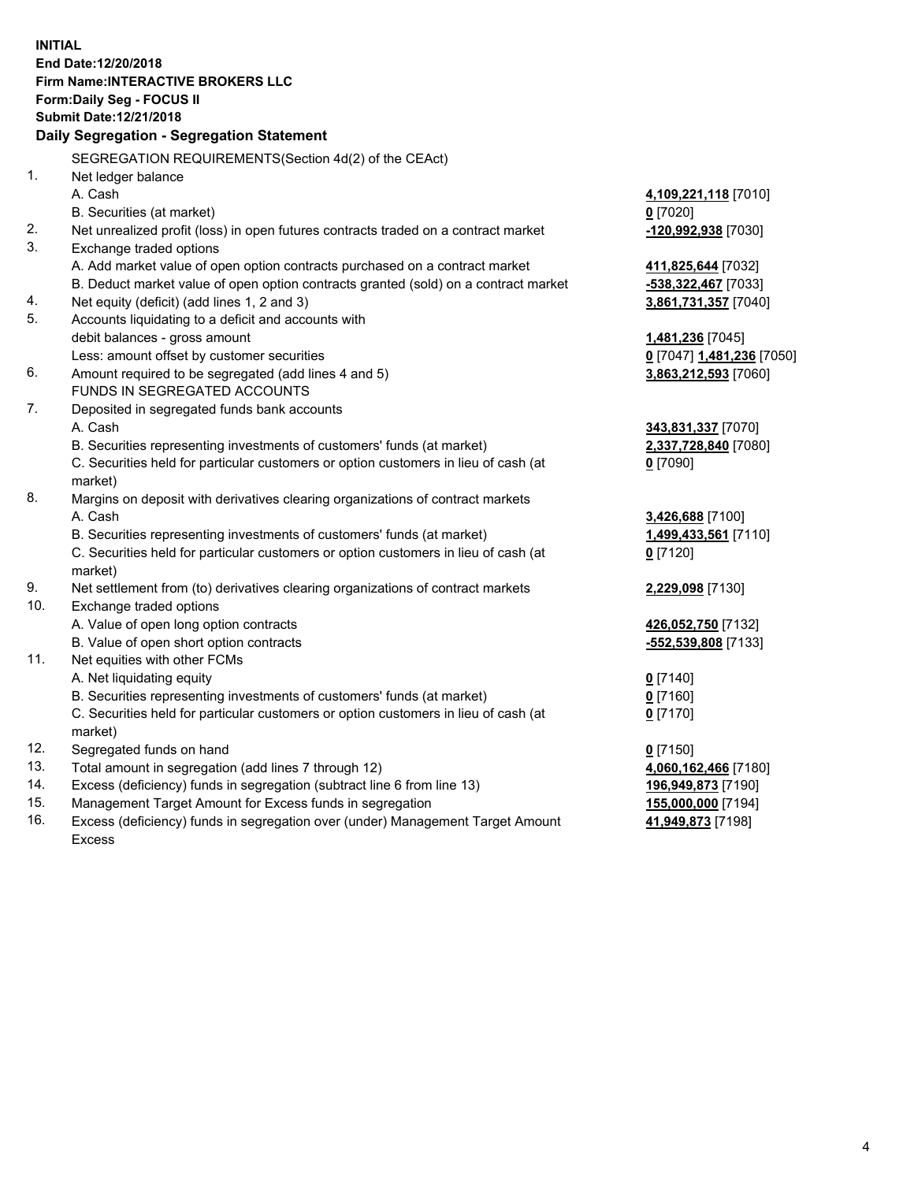**INITIAL**
**End Date:12/20/2018**
**Firm Name:INTERACTIVE BROKERS LLC**
**Form:Daily Seg - FOCUS II**
**Submit Date:12/21/2018**

## Daily Segregation - Segregation Statement

SEGREGATION REQUIREMENTS(Section 4d(2) of the CEAct)

| | | |
|---|---|---|
| 1. | Net ledger balance | |
| | A. Cash | **4,109,221,118** [7010] |
| | B. Securities (at market) | **0** [7020] |
| 2. | Net unrealized profit (loss) in open futures contracts traded on a contract market | **-120,992,938** [7030] |
| 3. | Exchange traded options | |
| | A. Add market value of open option contracts purchased on a contract market | **411,825,644** [7032] |
| | B. Deduct market value of open option contracts granted (sold) on a contract market | **-538,322,467** [7033] |
| 4. | Net equity (deficit) (add lines 1, 2 and 3) | **3,861,731,357** [7040] |
| 5. | Accounts liquidating to a deficit and accounts with debit balances - gross amount | **1,481,236** [7045] |
| | Less: amount offset by customer securities | **0** [7047] **1,481,236** [7050] |
| 6. | Amount required to be segregated (add lines 4 and 5) | **3,863,212,593** [7060] |
| | FUNDS IN SEGREGATED ACCOUNTS | |
| 7. | Deposited in segregated funds bank accounts | |
| | A. Cash | **343,831,337** [7070] |
| | B. Securities representing investments of customers' funds (at market) | **2,337,728,840** [7080] |
| | C. Securities held for particular customers or option customers in lieu of cash (at market) | **0** [7090] |
| 8. | Margins on deposit with derivatives clearing organizations of contract markets | |
| | A. Cash | **3,426,688** [7100] |
| | B. Securities representing investments of customers' funds (at market) | **1,499,433,561** [7110] |
| | C. Securities held for particular customers or option customers in lieu of cash (at market) | **0** [7120] |
| 9. | Net settlement from (to) derivatives clearing organizations of contract markets | **2,229,098** [7130] |
| 10. | Exchange traded options | |
| | A. Value of open long option contracts | **426,052,750** [7132] |
| | B. Value of open short option contracts | **-552,539,808** [7133] |
| 11. | Net equities with other FCMs | |
| | A. Net liquidating equity | **0** [7140] |
| | B. Securities representing investments of customers' funds (at market) | **0** [7160] |
| | C. Securities held for particular customers or option customers in lieu of cash (at market) | **0** [7170] |
| 12. | Segregated funds on hand | **0** [7150] |
| 13. | Total amount in segregation (add lines 7 through 12) | **4,060,162,466** [7180] |
| 14. | Excess (deficiency) funds in segregation (subtract line 6 from line 13) | **196,949,873** [7190] |
| 15. | Management Target Amount for Excess funds in segregation | **155,000,000** [7194] |
| 16. | Excess (deficiency) funds in segregation over (under) Management Target Amount Excess | **41,949,873** [7198] |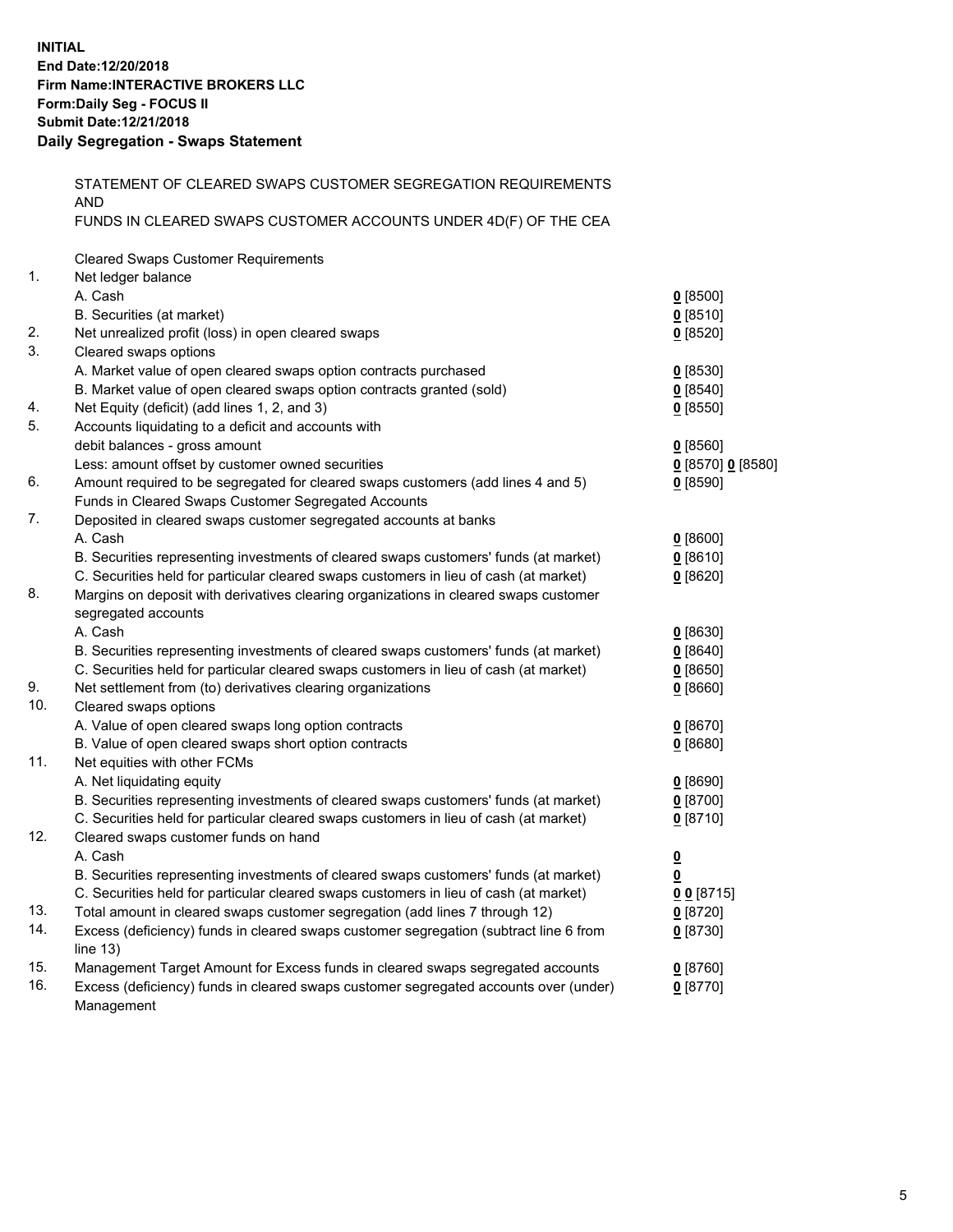**INITIAL**
**End Date:12/20/2018**
**Firm Name:INTERACTIVE BROKERS LLC**
**Form:Daily Seg - FOCUS II**
**Submit Date:12/21/2018**
**Daily Segregation - Swaps Statement**

STATEMENT OF CLEARED SWAPS CUSTOMER SEGREGATION REQUIREMENTS AND FUNDS IN CLEARED SWAPS CUSTOMER ACCOUNTS UNDER 4D(F) OF THE CEA

| | | |
|---|---|---|
| | Cleared Swaps Customer Requirements | |
| 1. | Net ledger balance | |
| | A. Cash | 0 [8500] |
| | B. Securities (at market) | 0 [8510] |
| 2. | Net unrealized profit (loss) in open cleared swaps | 0 [8520] |
| 3. | Cleared swaps options | |
| | A. Market value of open cleared swaps option contracts purchased | 0 [8530] |
| | B. Market value of open cleared swaps option contracts granted (sold) | 0 [8540] |
| 4. | Net Equity (deficit) (add lines 1, 2, and 3) | 0 [8550] |
| 5. | Accounts liquidating to a deficit and accounts with debit balances - gross amount | 0 [8560] |
| | Less: amount offset by customer owned securities | 0 [8570] 0 [8580] |
| 6. | Amount required to be segregated for cleared swaps customers (add lines 4 and 5) | 0 [8590] |
| | Funds in Cleared Swaps Customer Segregated Accounts | |
| 7. | Deposited in cleared swaps customer segregated accounts at banks | |
| | A. Cash | 0 [8600] |
| | B. Securities representing investments of cleared swaps customers' funds (at market) | 0 [8610] |
| | C. Securities held for particular cleared swaps customers in lieu of cash (at market) | 0 [8620] |
| 8. | Margins on deposit with derivatives clearing organizations in cleared swaps customer segregated accounts | |
| | A. Cash | 0 [8630] |
| | B. Securities representing investments of cleared swaps customers' funds (at market) | 0 [8640] |
| | C. Securities held for particular cleared swaps customers in lieu of cash (at market) | 0 [8650] |
| 9. | Net settlement from (to) derivatives clearing organizations | 0 [8660] |
| 10. | Cleared swaps options | |
| | A. Value of open cleared swaps long option contracts | 0 [8670] |
| | B. Value of open cleared swaps short option contracts | 0 [8680] |
| 11. | Net equities with other FCMs | |
| | A. Net liquidating equity | 0 [8690] |
| | B. Securities representing investments of cleared swaps customers' funds (at market) | 0 [8700] |
| | C. Securities held for particular cleared swaps customers in lieu of cash (at market) | 0 [8710] |
| 12. | Cleared swaps customer funds on hand | |
| | A. Cash | 0 |
| | B. Securities representing investments of cleared swaps customers' funds (at market) | 0 |
| | C. Securities held for particular cleared swaps customers in lieu of cash (at market) | 0 0 [8715] |
| 13. | Total amount in cleared swaps customer segregation (add lines 7 through 12) | 0 [8720] |
| 14. | Excess (deficiency) funds in cleared swaps customer segregation (subtract line 6 from line 13) | 0 [8730] |
| 15. | Management Target Amount for Excess funds in cleared swaps segregated accounts | 0 [8760] |
| 16. | Excess (deficiency) funds in cleared swaps customer segregated accounts over (under) Management | 0 [8770] |